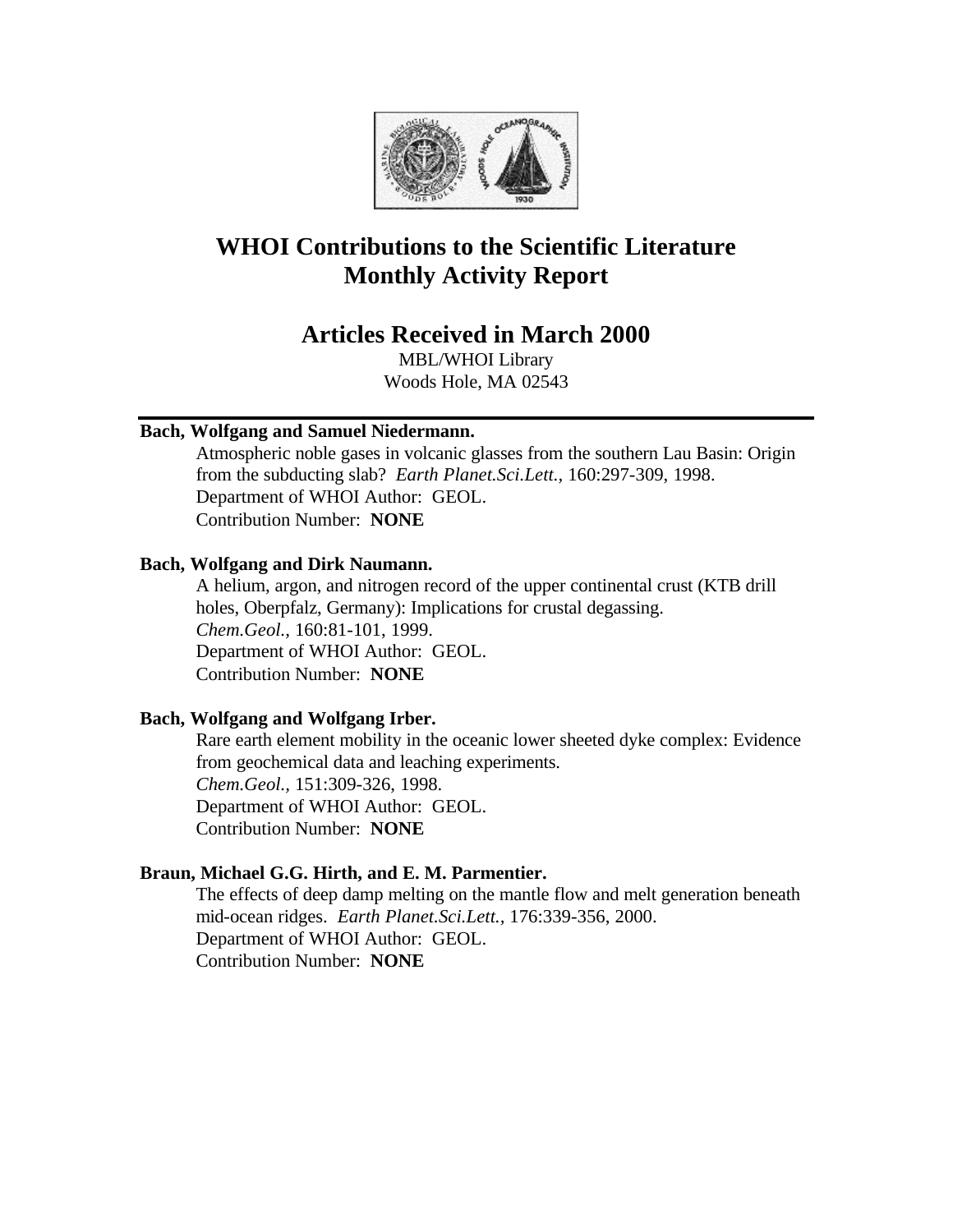# WHOI Contributions to the Scientific Literature Monthly Activity Report

## Articles Received in March 2000

MBL/WHOI Library
Woods Hole, MA 02543

---

**Bach, Wolfgang and Samuel Niedermann.**
Atmospheric noble gases in volcanic glasses from the southern Lau Basin: Origin from the subducting slab? *Earth Planet.Sci.Lett.*, 160:297-309, 1998.
Department of WHOI Author: GEOL.
Contribution Number: **NONE**

**Bach, Wolfgang and Dirk Naumann.**
A helium, argon, and nitrogen record of the upper continental crust (KTB drill holes, Oberpfalz, Germany): Implications for crustal degassing.
*Chem.Geol.*, 160:81-101, 1999.
Department of WHOI Author: GEOL.
Contribution Number: **NONE**

**Bach, Wolfgang and Wolfgang Irber.**
Rare earth element mobility in the oceanic lower sheeted dyke complex: Evidence from geochemical data and leaching experiments.
*Chem.Geol.*, 151:309-326, 1998.
Department of WHOI Author: GEOL.
Contribution Number: **NONE**

**Braun, Michael G.G. Hirth, and E. M. Parmentier.**
The effects of deep damp melting on the mantle flow and melt generation beneath mid-ocean ridges. *Earth Planet.Sci.Lett.*, 176:339-356, 2000.
Department of WHOI Author: GEOL.
Contribution Number: **NONE**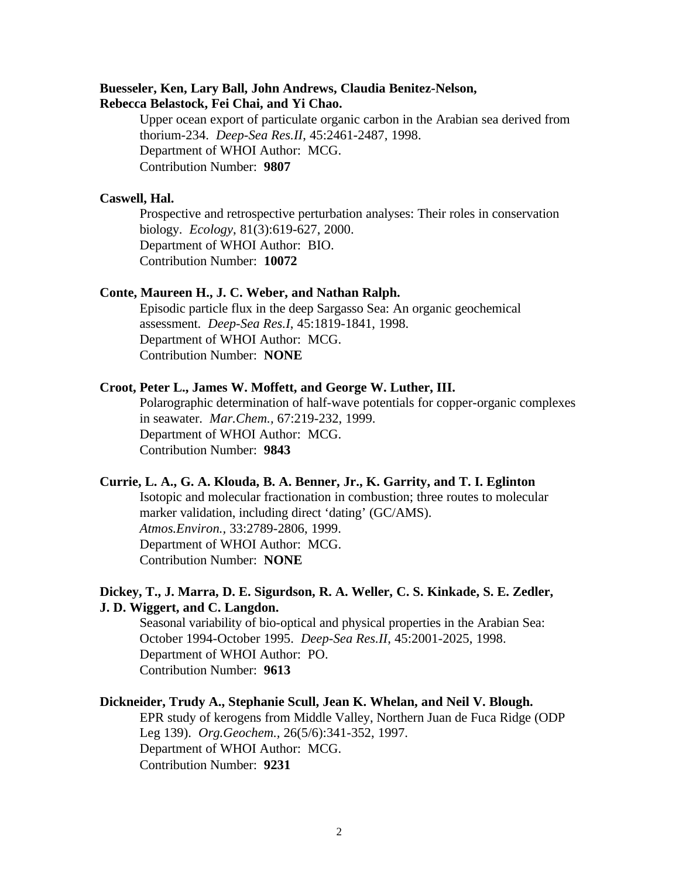**Buesseler, Ken, Lary Ball, John Andrews, Claudia Benitez-Nelson, Rebecca Belastock, Fei Chai, and Yi Chao.**

Upper ocean export of particulate organic carbon in the Arabian sea derived from thorium-234. *Deep-Sea Res.II*, 45:2461-2487, 1998.
Department of WHOI Author: MCG.
Contribution Number: **9807**

**Caswell, Hal.**

Prospective and retrospective perturbation analyses: Their roles in conservation biology. *Ecology*, 81(3):619-627, 2000.
Department of WHOI Author: BIO.
Contribution Number: **10072**

**Conte, Maureen H., J. C. Weber, and Nathan Ralph.**

Episodic particle flux in the deep Sargasso Sea: An organic geochemical assessment. *Deep-Sea Res.I*, 45:1819-1841, 1998.
Department of WHOI Author: MCG.
Contribution Number: **NONE**

**Croot, Peter L., James W. Moffett, and George W. Luther, III.**

Polarographic determination of half-wave potentials for copper-organic complexes in seawater. *Mar.Chem.*, 67:219-232, 1999.
Department of WHOI Author: MCG.
Contribution Number: **9843**

**Currie, L. A., G. A. Klouda, B. A. Benner, Jr., K. Garrity, and T. I. Eglinton**

Isotopic and molecular fractionation in combustion; three routes to molecular marker validation, including direct 'dating' (GC/AMS). *Atmos.Environ.*, 33:2789-2806, 1999.
Department of WHOI Author: MCG.
Contribution Number: **NONE**

**Dickey, T., J. Marra, D. E. Sigurdson, R. A. Weller, C. S. Kinkade, S. E. Zedler, J. D. Wiggert, and C. Langdon.**

Seasonal variability of bio-optical and physical properties in the Arabian Sea: October 1994-October 1995. *Deep-Sea Res.II*, 45:2001-2025, 1998.
Department of WHOI Author: PO.
Contribution Number: **9613**

**Dickneider, Trudy A., Stephanie Scull, Jean K. Whelan, and Neil V. Blough.**

EPR study of kerogens from Middle Valley, Northern Juan de Fuca Ridge (ODP Leg 139). *Org.Geochem.*, 26(5/6):341-352, 1997.
Department of WHOI Author: MCG.
Contribution Number: **9231**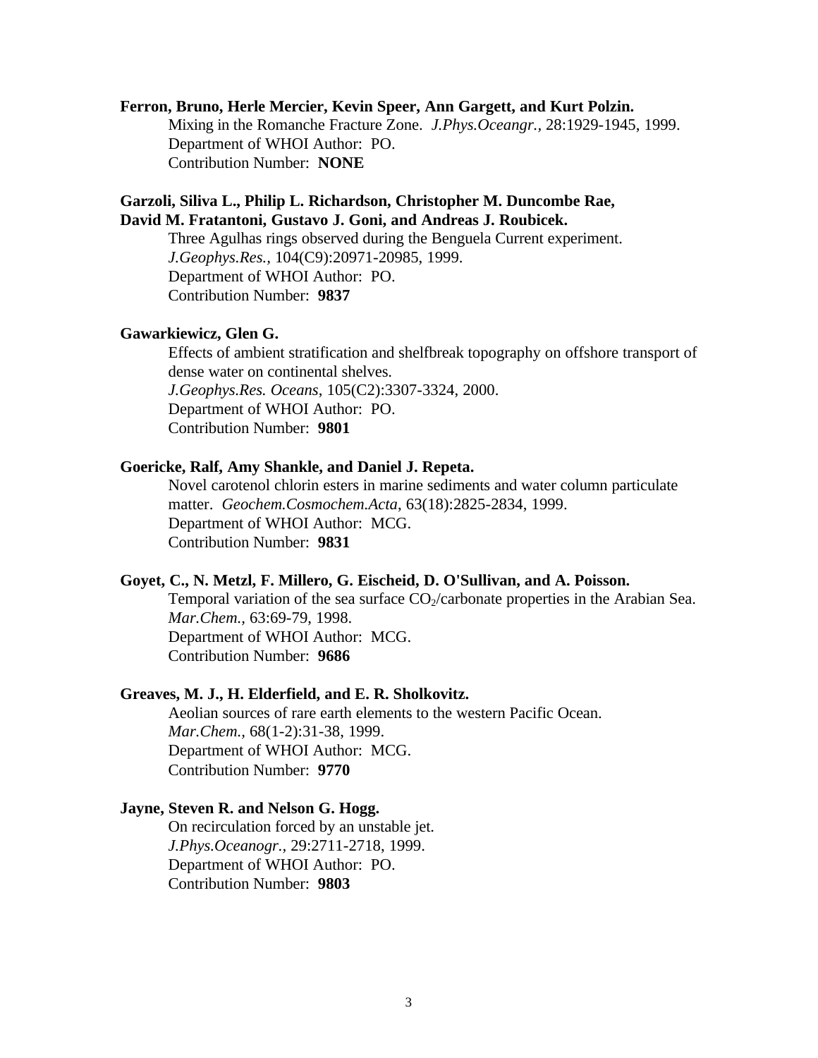**Ferron, Bruno, Herle Mercier, Kevin Speer, Ann Gargett, and Kurt Polzin.**

Mixing in the Romanche Fracture Zone. *J.Phys.Oceangr.*, 28:1929-1945, 1999.
Department of WHOI Author: PO.
Contribution Number: **NONE**

**Garzoli, Siliva L., Philip L. Richardson, Christopher M. Duncombe Rae, David M. Fratantoni, Gustavo J. Goni, and Andreas J. Roubicek.**

Three Agulhas rings observed during the Benguela Current experiment.
*J.Geophys.Res.*, 104(C9):20971-20985, 1999.
Department of WHOI Author: PO.
Contribution Number: **9837**

**Gawarkiewicz, Glen G.**

Effects of ambient stratification and shelfbreak topography on offshore transport of dense water on continental shelves.
*J.Geophys.Res. Oceans*, 105(C2):3307-3324, 2000.
Department of WHOI Author: PO.
Contribution Number: **9801**

**Goericke, Ralf, Amy Shankle, and Daniel J. Repeta.**

Novel carotenol chlorin esters in marine sediments and water column particulate matter. *Geochem.Cosmochem.Acta*, 63(18):2825-2834, 1999.
Department of WHOI Author: MCG.
Contribution Number: **9831**

**Goyet, C., N. Metzl, F. Millero, G. Eischeid, D. O'Sullivan, and A. Poisson.**

Temporal variation of the sea surface $CO_2$/carbonate properties in the Arabian Sea. *Mar.Chem.*, 63:69-79, 1998.
Department of WHOI Author: MCG.
Contribution Number: **9686**

**Greaves, M. J., H. Elderfield, and E. R. Sholkovitz.**

Aeolian sources of rare earth elements to the western Pacific Ocean.
*Mar.Chem.*, 68(1-2):31-38, 1999.
Department of WHOI Author: MCG.
Contribution Number: **9770**

**Jayne, Steven R. and Nelson G. Hogg.**

On recirculation forced by an unstable jet.
*J.Phys.Oceanogr.*, 29:2711-2718, 1999.
Department of WHOI Author: PO.
Contribution Number: **9803**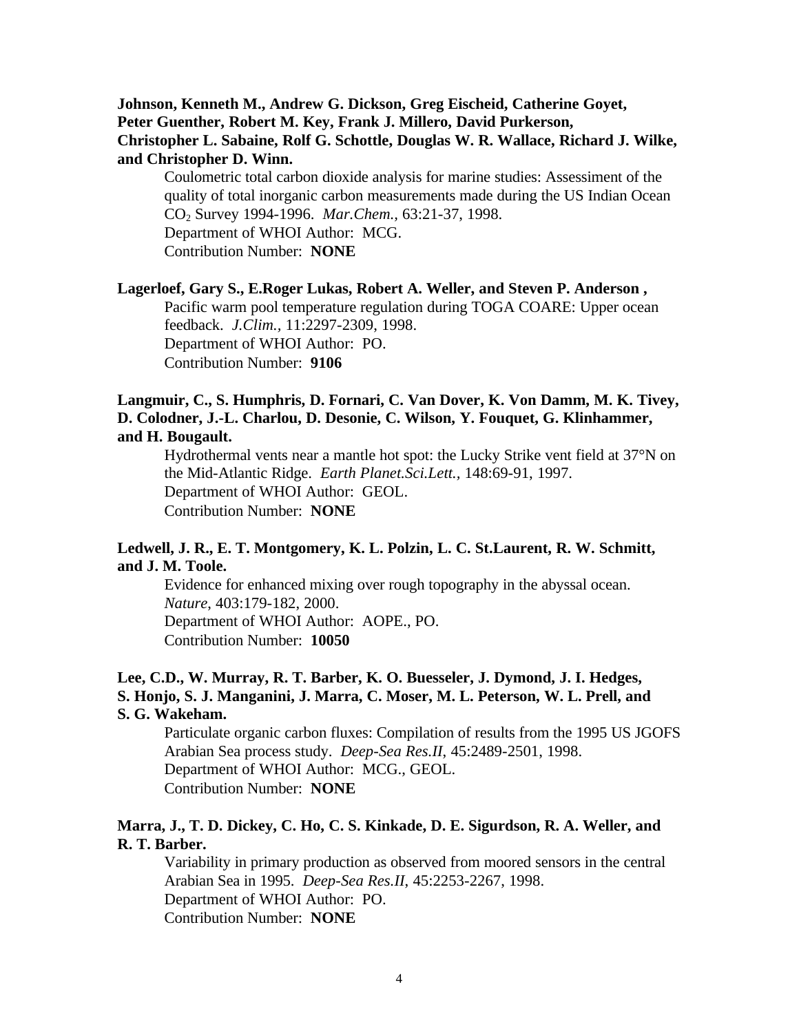**Johnson, Kenneth M., Andrew G. Dickson, Greg Eischeid, Catherine Goyet, Peter Guenther, Robert M. Key, Frank J. Millero, David Purkerson, Christopher L. Sabaine, Rolf G. Schottle, Douglas W. R. Wallace, Richard J. Wilke, and Christopher D. Winn.**

Coulometric total carbon dioxide analysis for marine studies: Assessiment of the quality of total inorganic carbon measurements made during the US Indian Ocean $CO_2$ Survey 1994-1996. *Mar.Chem.*, 63:21-37, 1998.
Department of WHOI Author: MCG.
Contribution Number: **NONE**

**Lagerloef, Gary S., E.Roger Lukas, Robert A. Weller, and Steven P. Anderson ,**

Pacific warm pool temperature regulation during TOGA COARE: Upper ocean feedback. *J.Clim.*, 11:2297-2309, 1998.
Department of WHOI Author: PO.
Contribution Number: **9106**

**Langmuir, C., S. Humphris, D. Fornari, C. Van Dover, K. Von Damm, M. K. Tivey, D. Colodner, J.-L. Charlou, D. Desonie, C. Wilson, Y. Fouquet, G. Klinhammer, and H. Bougault.**

Hydrothermal vents near a mantle hot spot: the Lucky Strike vent field at 37°N on the Mid-Atlantic Ridge. *Earth Planet.Sci.Lett.*, 148:69-91, 1997.
Department of WHOI Author: GEOL.
Contribution Number: **NONE**

**Ledwell, J. R., E. T. Montgomery, K. L. Polzin, L. C. St.Laurent, R. W. Schmitt, and J. M. Toole.**

Evidence for enhanced mixing over rough topography in the abyssal ocean. *Nature*, 403:179-182, 2000.
Department of WHOI Author: AOPE., PO.
Contribution Number: **10050**

**Lee, C.D., W. Murray, R. T. Barber, K. O. Buesseler, J. Dymond, J. I. Hedges, S. Honjo, S. J. Manganini, J. Marra, C. Moser, M. L. Peterson, W. L. Prell, and S. G. Wakeham.**

Particulate organic carbon fluxes: Compilation of results from the 1995 US JGOFS Arabian Sea process study. *Deep-Sea Res.II*, 45:2489-2501, 1998.
Department of WHOI Author: MCG., GEOL.
Contribution Number: **NONE**

**Marra, J., T. D. Dickey, C. Ho, C. S. Kinkade, D. E. Sigurdson, R. A. Weller, and R. T. Barber.**

Variability in primary production as observed from moored sensors in the central Arabian Sea in 1995. *Deep-Sea Res.II*, 45:2253-2267, 1998.
Department of WHOI Author: PO.
Contribution Number: **NONE**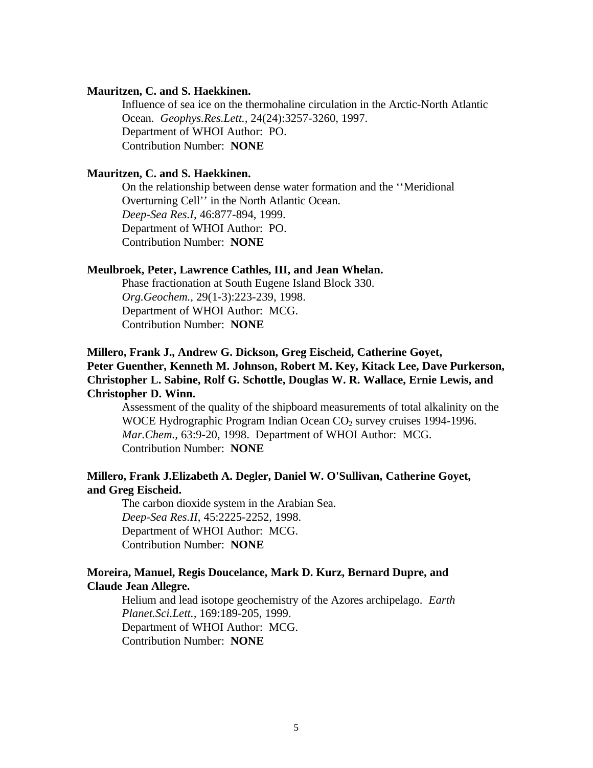**Mauritzen, C. and S. Haekkinen.**

Influence of sea ice on the thermohaline circulation in the Arctic-North Atlantic Ocean. *Geophys.Res.Lett.*, 24(24):3257-3260, 1997.
Department of WHOI Author: PO.
Contribution Number: **NONE**

**Mauritzen, C. and S. Haekkinen.**

On the relationship between dense water formation and the ''Meridional Overturning Cell'' in the North Atlantic Ocean.
*Deep-Sea Res.I*, 46:877-894, 1999.
Department of WHOI Author: PO.
Contribution Number: **NONE**

**Meulbroek, Peter, Lawrence Cathles, III, and Jean Whelan.**

Phase fractionation at South Eugene Island Block 330.
*Org.Geochem.*, 29(1-3):223-239, 1998.
Department of WHOI Author: MCG.
Contribution Number: **NONE**

**Millero, Frank J., Andrew G. Dickson, Greg Eischeid, Catherine Goyet, Peter Guenther, Kenneth M. Johnson, Robert M. Key, Kitack Lee, Dave Purkerson, Christopher L. Sabine, Rolf G. Schottle, Douglas W. R. Wallace, Ernie Lewis, and Christopher D. Winn.**

Assessment of the quality of the shipboard measurements of total alkalinity on the WOCE Hydrographic Program Indian Ocean $CO_2$ survey cruises 1994-1996.
*Mar.Chem.*, 63:9-20, 1998. Department of WHOI Author: MCG.
Contribution Number: **NONE**

**Millero, Frank J.Elizabeth A. Degler, Daniel W. O'Sullivan, Catherine Goyet, and Greg Eischeid.**

The carbon dioxide system in the Arabian Sea.
*Deep-Sea Res.II*, 45:2225-2252, 1998.
Department of WHOI Author: MCG.
Contribution Number: **NONE**

**Moreira, Manuel, Regis Doucelance, Mark D. Kurz, Bernard Dupre, and Claude Jean Allegre.**

Helium and lead isotope geochemistry of the Azores archipelago. *Earth Planet.Sci.Lett.*, 169:189-205, 1999.
Department of WHOI Author: MCG.
Contribution Number: **NONE**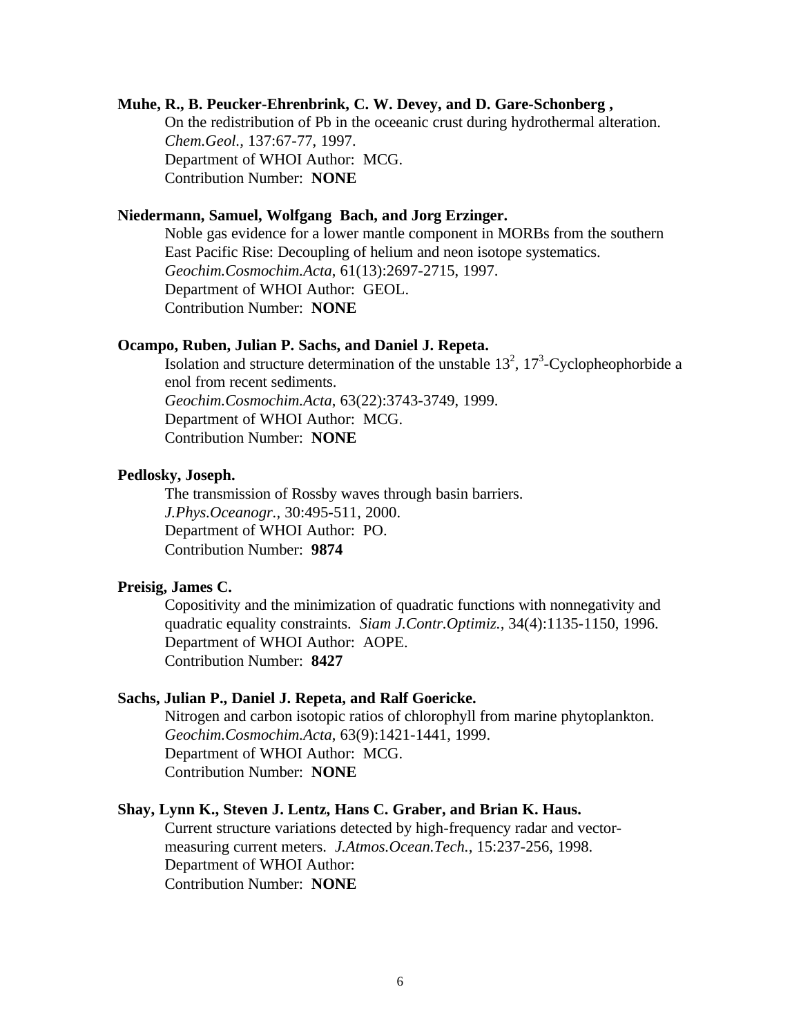**Muhe, R., B. Peucker-Ehrenbrink, C. W. Devey, and D. Gare-Schonberg ,**

On the redistribution of Pb in the oceeanic crust during hydrothermal alteration. *Chem.Geol.,* 137:67-77, 1997.
Department of WHOI Author: MCG.
Contribution Number: **NONE**

**Niedermann, Samuel, Wolfgang Bach, and Jorg Erzinger.**

Noble gas evidence for a lower mantle component in MORBs from the southern East Pacific Rise: Decoupling of helium and neon isotope systematics. *Geochim.Cosmochim.Acta*, 61(13):2697-2715, 1997.
Department of WHOI Author: GEOL.
Contribution Number: **NONE**

**Ocampo, Ruben, Julian P. Sachs, and Daniel J. Repeta.**

Isolation and structure determination of the unstable $13^2$, $17^3$-Cyclopheophorbide a enol from recent sediments.
*Geochim.Cosmochim.Acta*, 63(22):3743-3749, 1999.
Department of WHOI Author: MCG.
Contribution Number: **NONE**

**Pedlosky, Joseph.**

The transmission of Rossby waves through basin barriers.
*J.Phys.Oceanogr.,* 30:495-511, 2000.
Department of WHOI Author: PO.
Contribution Number: **9874**

**Preisig, James C.**

Copositivity and the minimization of quadratic functions with nonnegativity and quadratic equality constraints. *Siam J.Contr.Optimiz.,* 34(4):1135-1150, 1996.
Department of WHOI Author: AOPE.
Contribution Number: **8427**

**Sachs, Julian P., Daniel J. Repeta, and Ralf Goericke.**

Nitrogen and carbon isotopic ratios of chlorophyll from marine phytoplankton.
*Geochim.Cosmochim.Acta*, 63(9):1421-1441, 1999.
Department of WHOI Author: MCG.
Contribution Number: **NONE**

**Shay, Lynn K., Steven J. Lentz, Hans C. Graber, and Brian K. Haus.**

Current structure variations detected by high-frequency radar and vector-measuring current meters. *J.Atmos.Ocean.Tech.,* 15:237-256, 1998.
Department of WHOI Author:
Contribution Number: **NONE**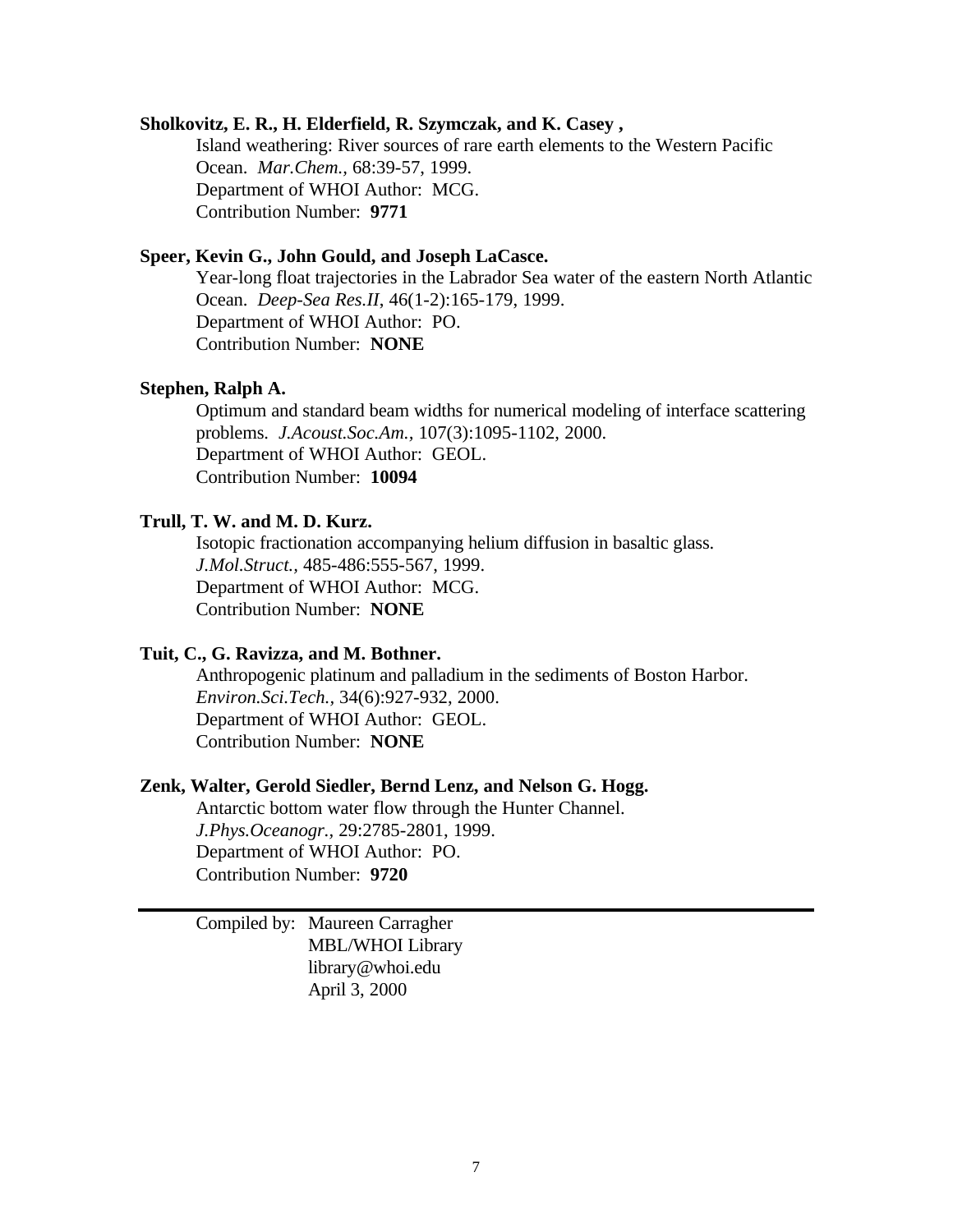**Sholkovitz, E. R., H. Elderfield, R. Szymczak, and K. Casey ,**

Island weathering: River sources of rare earth elements to the Western Pacific Ocean. *Mar.Chem.,* 68:39-57, 1999.
Department of WHOI Author: MCG.
Contribution Number: **9771**

**Speer, Kevin G., John Gould, and Joseph LaCasce.**

Year-long float trajectories in the Labrador Sea water of the eastern North Atlantic Ocean. *Deep-Sea Res.II*, 46(1-2):165-179, 1999.
Department of WHOI Author: PO.
Contribution Number: **NONE**

**Stephen, Ralph A.**

Optimum and standard beam widths for numerical modeling of interface scattering problems. *J.Acoust.Soc.Am.,* 107(3):1095-1102, 2000.
Department of WHOI Author: GEOL.
Contribution Number: **10094**

**Trull, T. W. and M. D. Kurz.**

Isotopic fractionation accompanying helium diffusion in basaltic glass. *J.Mol.Struct.,* 485-486:555-567, 1999.
Department of WHOI Author: MCG.
Contribution Number: **NONE**

**Tuit, C., G. Ravizza, and M. Bothner.**

Anthropogenic platinum and palladium in the sediments of Boston Harbor. *Environ.Sci.Tech.,* 34(6):927-932, 2000.
Department of WHOI Author: GEOL.
Contribution Number: **NONE**

**Zenk, Walter, Gerold Siedler, Bernd Lenz, and Nelson G. Hogg.**

Antarctic bottom water flow through the Hunter Channel. *J.Phys.Oceanogr.,* 29:2785-2801, 1999.
Department of WHOI Author: PO.
Contribution Number: **9720**

---

Compiled by: Maureen Carragher
MBL/WHOI Library
library@whoi.edu
April 3, 2000